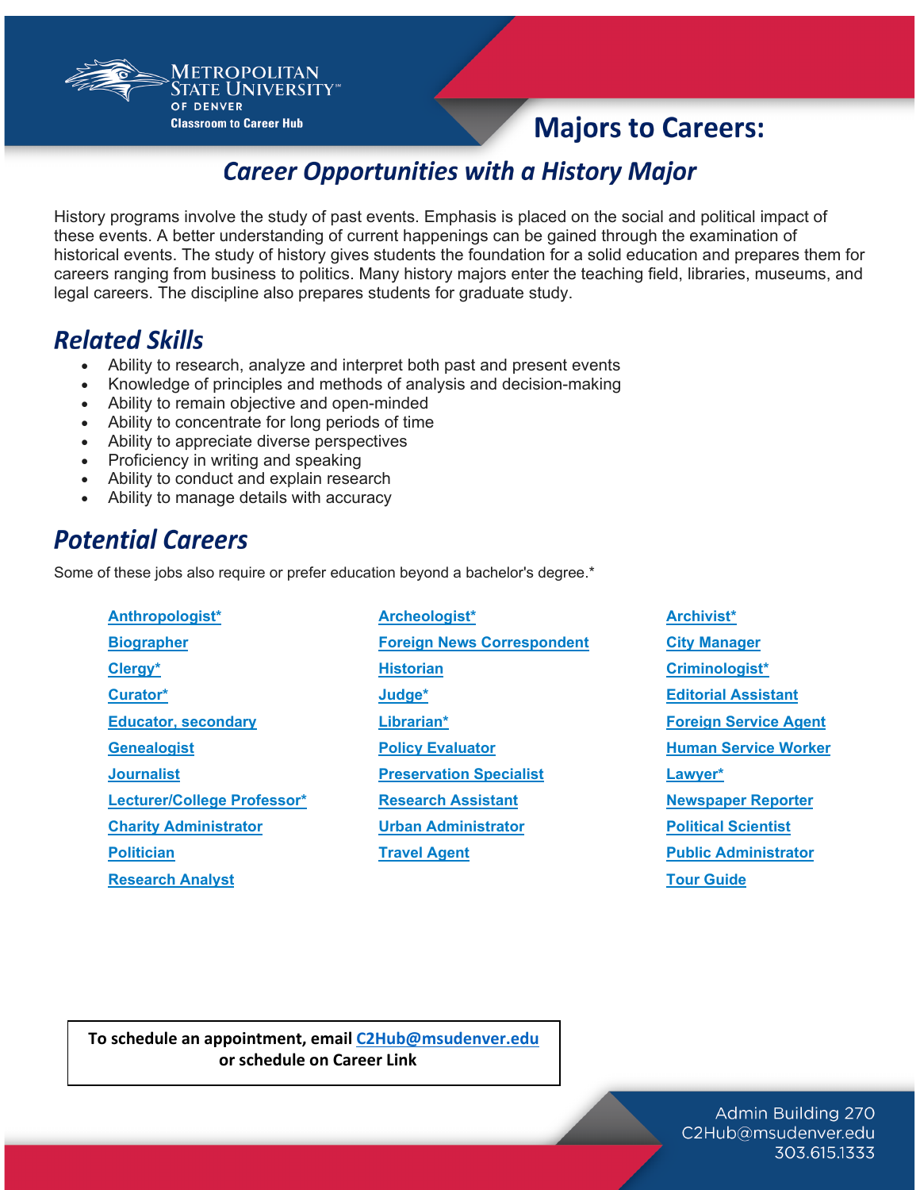Metropolitan State University of Denver
Classroom to Career Hub

# Majors to Careers:

## *Career Opportunities with a History Major*

History programs involve the study of past events. Emphasis is placed on the social and political impact of these events. A better understanding of current happenings can be gained through the examination of historical events. The study of history gives students the foundation for a solid education and prepares them for careers ranging from business to politics. Many history majors enter the teaching field, libraries, museums, and legal careers. The discipline also prepares students for graduate study.

## *Related Skills*

- Ability to research, analyze and interpret both past and present events
- Knowledge of principles and methods of analysis and decision-making
- Ability to remain objective and open-minded
- Ability to concentrate for long periods of time
- Ability to appreciate diverse perspectives
- Proficiency in writing and speaking
- Ability to conduct and explain research
- Ability to manage details with accuracy

## *Potential Careers*

Some of these jobs also require or prefer education beyond a bachelor's degree.*

- **Anthropologist***
- **Biographer**
- **Clergy***
- **Curator***
- **Educator, secondary**
- **Genealogist**
- **Journalist**
- **Lecturer/College Professor***
- **Charity Administrator**
- **Politician**
- **Research Analyst**
- **Archeologist***
- **Foreign News Correspondent**
- **Historian**
- **Judge***
- **Librarian***
- **Policy Evaluator**
- **Preservation Specialist**
- **Research Assistant**
- **Urban Administrator**
- **Travel Agent**
- **Archivist***
- **City Manager**
- **Criminologist***
- **Editorial Assistant**
- **Foreign Service Agent**
- **Human Service Worker**
- **Lawyer***
- **Newspaper Reporter**
- **Political Scientist**
- **Public Administrator**
- **Tour Guide**

**To schedule an appointment, email C2Hub@msudenver.edu or schedule on Career Link**

Admin Building 270
C2Hub@msudenver.edu
303.615.1333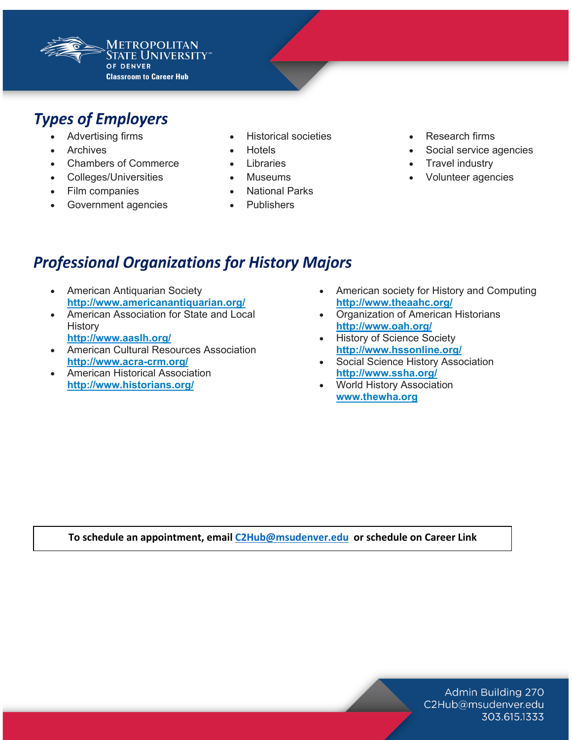## Types of Employers

- Advertising firms
- Archives
- Chambers of Commerce
- Colleges/Universities
- Film companies
- Government agencies
- Historical societies
- Hotels
- Libraries
- Museums
- National Parks
- Publishers
- Research firms
- Social service agencies
- Travel industry
- Volunteer agencies

## Professional Organizations for History Majors

- American Antiquarian Society
  **http://www.americanantiquarian.org/**
- American Association for State and Local History
  **http://www.aaslh.org/**
- American Cultural Resources Association
  **http://www.acra-crm.org/**
- American Historical Association
  **http://www.historians.org/**
- American society for History and Computing
  **http://www.theaahc.org/**
- Organization of American Historians
  **http://www.oah.org/**
- History of Science Society
  **http://www.hssonline.org/**
- Social Science History Association
  **http://www.ssha.org/**
- World History Association
  **www.thewha.org**

**To schedule an appointment, email C2Hub@msudenver.edu or schedule on Career Link**

Admin Building 270
C2Hub@msudenver.edu
303.615.1333